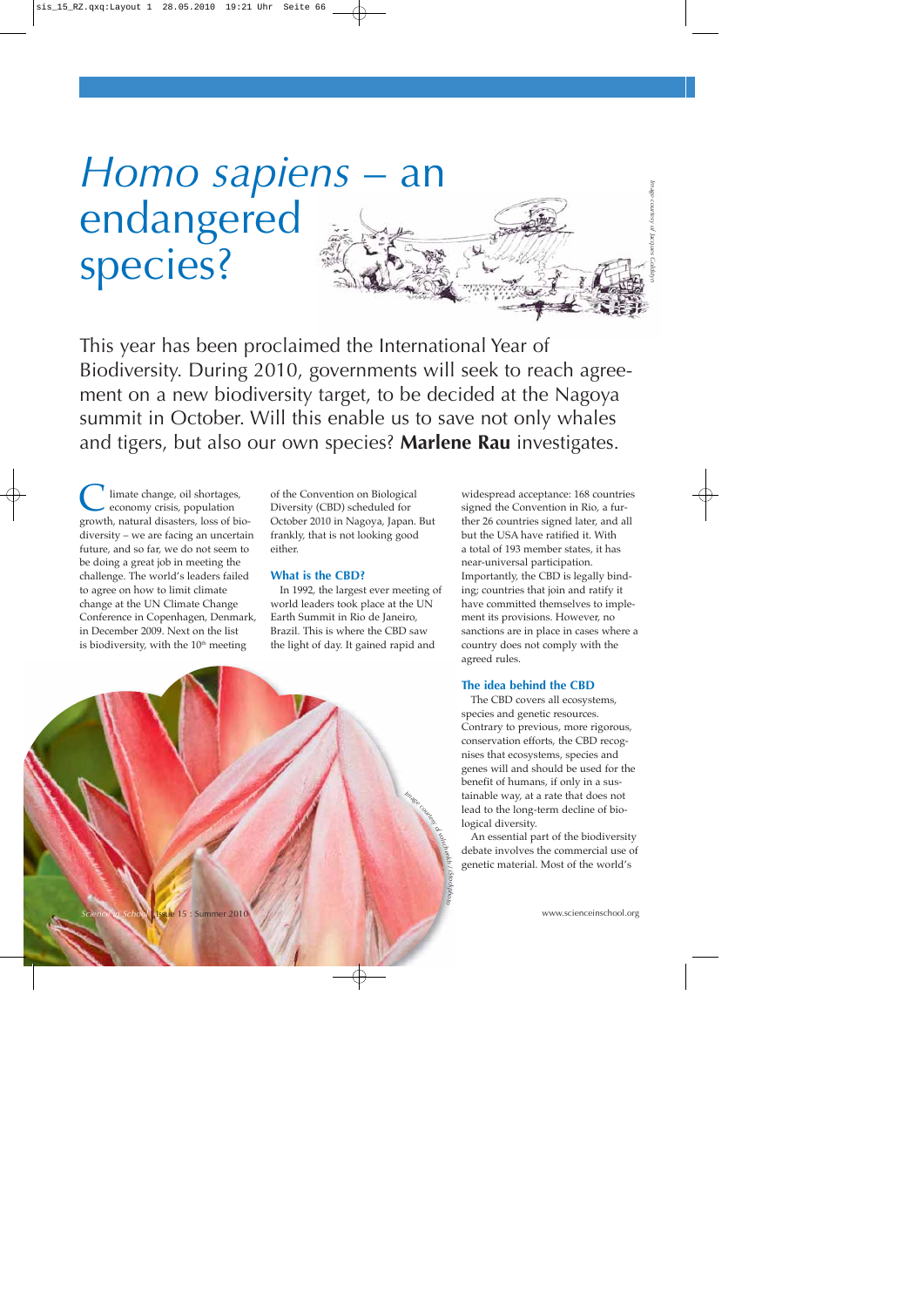# *Homo sapiens* – an endangered species?

This year has been proclaimed the International Year of Biodiversity. During 2010, governments will seek to reach agreement on a new biodiversity target, to be decided at the Nagoya summit in October. Will this enable us to save not only whales and tigers, but also our own species? **Marlene Rau** investigates.

Climate change, oil shortages, economy crisis, population growth, natural disasters, loss of biodiversity – we are facing an uncertain future, and so far, we do not seem to be doing a great job in meeting the challenge. The world's leaders failed to agree on how to limit climate change at the UN Climate Change Conference in Copenhagen, Denmark, in December 2009. Next on the list is biodiversity, with the 10th meeting of the Convention on Biological Diversity (CBD) scheduled for October 2010 in Nagoya, Japan. But frankly, that is not looking good either.

### What is the CBD?

In 1992, the largest ever meeting of world leaders took place at the UN Earth Summit in Rio de Janeiro, Brazil. This is where the CBD saw the light of day. It gained rapid and widespread acceptance: 168 countries signed the Convention in Rio, a further 26 countries signed later, and all but the USA have ratified it. With a total of 193 member states, it has near-universal participation. Importantly, the CBD is legally binding; countries that join and ratify it have committed themselves to implement its provisions. However, no sanctions are in place in cases where a country does not comply with the agreed rules.

### The idea behind the CBD

The CBD covers all ecosystems, species and genetic resources. Contrary to previous, more rigorous, conservation efforts, the CBD recognises that ecosystems, species and genes will and should be used for the benefit of humans, if only in a sustainable way, at a rate that does not lead to the long-term decline of biological diversity.

An essential part of the biodiversity debate involves the commercial use of genetic material. Most of the world's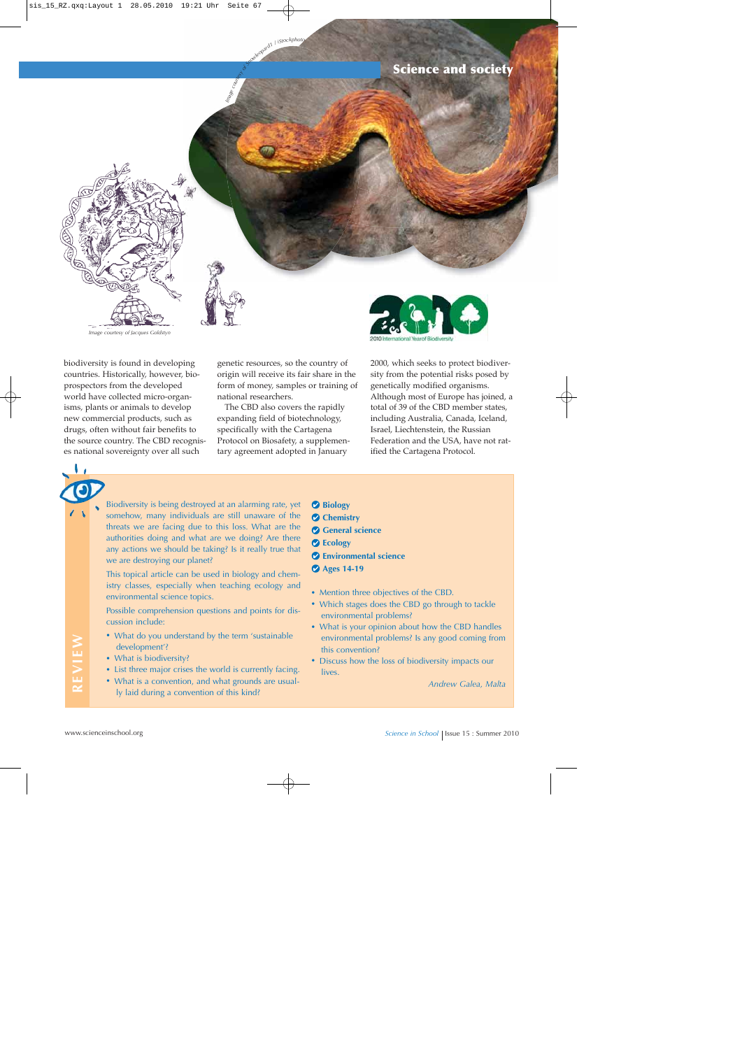Image courtesy of Jacques Goldstyn

biodiversity is found in developing countries. Historically, however, bioprospectors from the developed world have collected micro-organisms, plants or animals to develop new commercial products, such as drugs, often without fair benefits to the source country. The CBD recognises national sovereignty over all such genetic resources, so the country of origin will receive its fair share in the form of money, samples or training of national researchers.

The CBD also covers the rapidly expanding field of biotechnology, specifically with the Cartagena Protocol on Biosafety, a supplementary agreement adopted in January 2000, which seeks to protect biodiversity from the potential risks posed by genetically modified organisms. Although most of Europe has joined, a total of 39 of the CBD member states, including Australia, Canada, Iceland, Israel, Liechtenstein, the Russian Federation and the USA, have not ratified the Cartagena Protocol.

## REVIEW

Biodiversity is being destroyed at an alarming rate, yet somehow, many individuals are still unaware of the threats we are facing due to this loss. What are the authorities doing and what are we doing? Are there any actions we should be taking? Is it really true that we are destroying our planet?

This topical article can be used in biology and chemistry classes, especially when teaching ecology and environmental science topics.

Possible comprehension questions and points for discussion include:

- What do you understand by the term 'sustainable development'?
- What is biodiversity?
- List three major crises the world is currently facing.
- What is a convention, and what grounds are usually laid during a convention of this kind?
- Mention three objectives of the CBD.
- Which stages does the CBD go through to tackle environmental problems?
- What is your opinion about how the CBD handles environmental problems? Is any good coming from this convention?
- Discuss how the loss of biodiversity impacts our lives.

- Biology
- Chemistry
- General science
- Ecology
- Environmental science
- Ages 14-19

*Andrew Galea, Malta*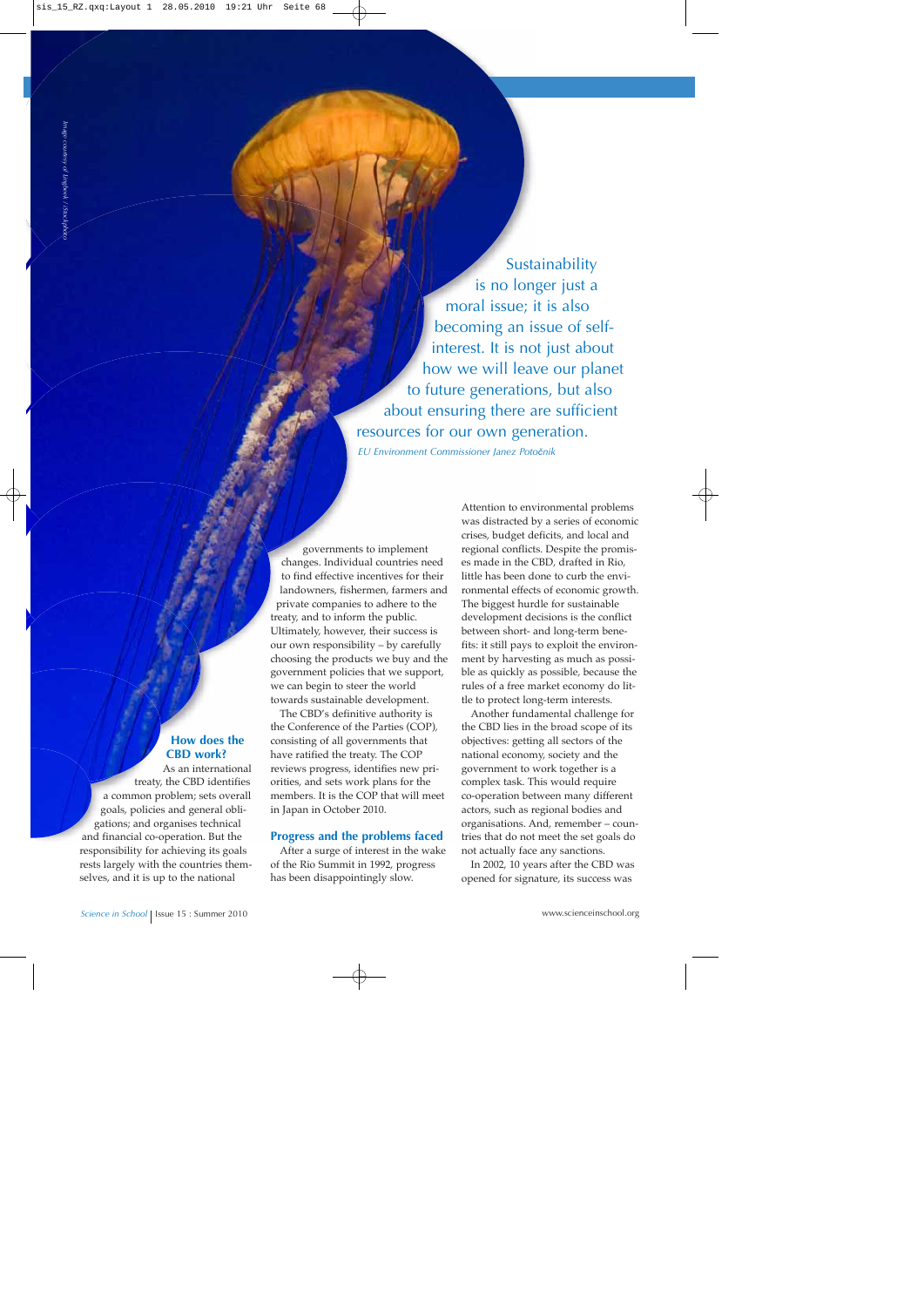> Sustainability is no longer just a moral issue; it is also becoming an issue of self-interest. It is not just about how we will leave our planet to future generations, but also about ensuring there are sufficient resources for our own generation.
>
> *EU Environment Commissioner Janez Potočnik*

*Image courtesy of Ingbeek / iStockphoto*

## How does the CBD work?

As an international treaty, the CBD identifies a common problem; sets overall goals, policies and general obligations; and organises technical and financial co-operation. But the responsibility for achieving its goals rests largely with the countries themselves, and it is up to the national governments to implement changes. Individual countries need to find effective incentives for their landowners, fishermen, farmers and private companies to adhere to the treaty, and to inform the public. Ultimately, however, their success is our own responsibility – by carefully choosing the products we buy and the government policies that we support, we can begin to steer the world towards sustainable development.

The CBD's definitive authority is the Conference of the Parties (COP), consisting of all governments that have ratified the treaty. The COP reviews progress, identifies new priorities, and sets work plans for the members. It is the COP that will meet in Japan in October 2010.

## Progress and the problems faced

After a surge of interest in the wake of the Rio Summit in 1992, progress has been disappointingly slow. Attention to environmental problems was distracted by a series of economic crises, budget deficits, and local and regional conflicts. Despite the promises made in the CBD, drafted in Rio, little has been done to curb the environmental effects of economic growth. The biggest hurdle for sustainable development decisions is the conflict between short- and long-term benefits: it still pays to exploit the environment by harvesting as much as possible as quickly as possible, because the rules of a free market economy do little to protect long-term interests.

Another fundamental challenge for the CBD lies in the broad scope of its objectives: getting all sectors of the national economy, society and the government to work together is a complex task. This would require co-operation between many different actors, such as regional bodies and organisations. And, remember – countries that do not meet the set goals do not actually face any sanctions.

In 2002, 10 years after the CBD was opened for signature, its success was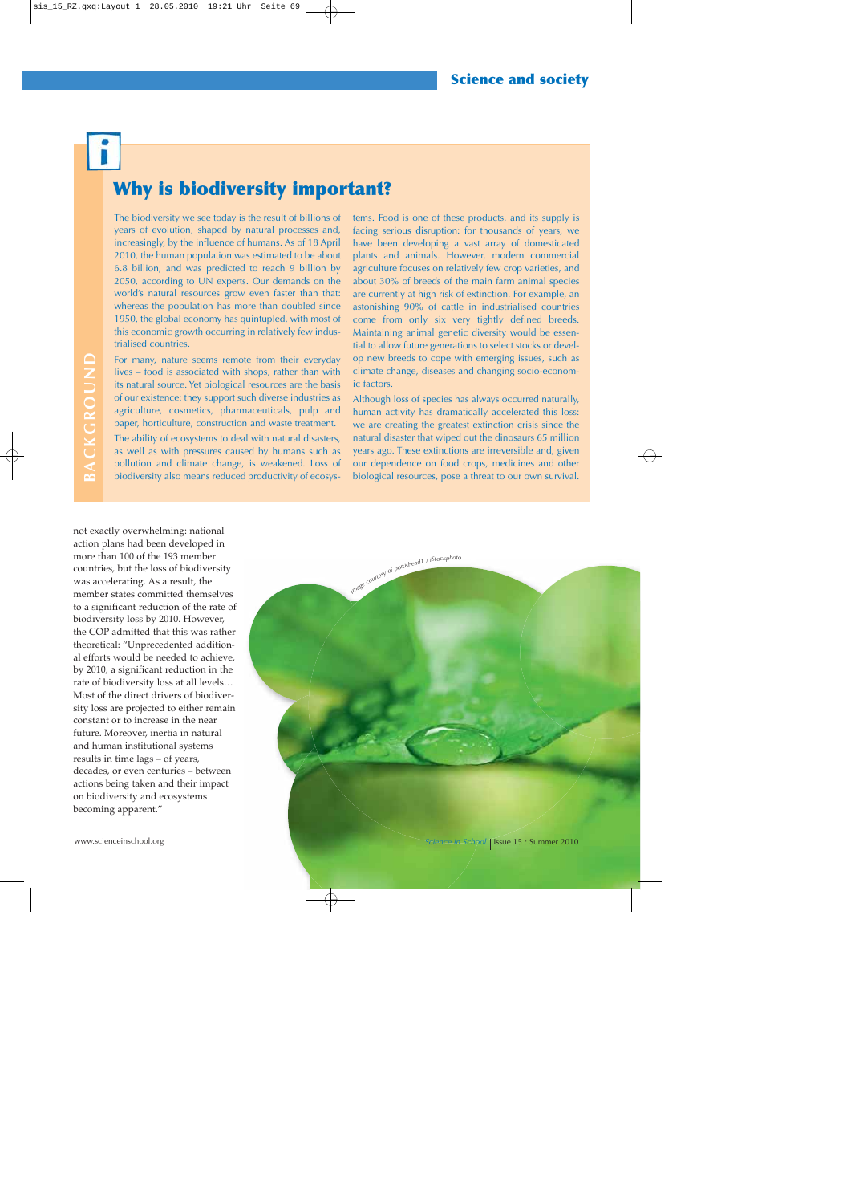## Why is biodiversity important?

BACKGROUND

The biodiversity we see today is the result of billions of years of evolution, shaped by natural processes and, increasingly, by the influence of humans. As of 18 April 2010, the human population was estimated to be about 6.8 billion, and was predicted to reach 9 billion by 2050, according to UN experts. Our demands on the world's natural resources grow even faster than that: whereas the population has more than doubled since 1950, the global economy has quintupled, with most of this economic growth occurring in relatively few industrialised countries.

For many, nature seems remote from their everyday lives – food is associated with shops, rather than with its natural source. Yet biological resources are the basis of our existence: they support such diverse industries as agriculture, cosmetics, pharmaceuticals, pulp and paper, horticulture, construction and waste treatment.

The ability of ecosystems to deal with natural disasters, as well as with pressures caused by humans such as pollution and climate change, is weakened. Loss of biodiversity also means reduced productivity of ecosystems. Food is one of these products, and its supply is facing serious disruption: for thousands of years, we have been developing a vast array of domesticated plants and animals. However, modern commercial agriculture focuses on relatively few crop varieties, and about 30% of breeds of the main farm animal species are currently at high risk of extinction. For example, an astonishing 90% of cattle in industrialised countries come from only six very tightly defined breeds. Maintaining animal genetic diversity would be essential to allow future generations to select stocks or develop new breeds to cope with emerging issues, such as climate change, diseases and changing socio-economic factors.

Although loss of species has always occurred naturally, human activity has dramatically accelerated this loss: we are creating the greatest extinction crisis since the natural disaster that wiped out the dinosaurs 65 million years ago. These extinctions are irreversible and, given our dependence on food crops, medicines and other biological resources, pose a threat to our own survival.

not exactly overwhelming: national action plans had been developed in more than 100 of the 193 member countries, but the loss of biodiversity was accelerating. As a result, the member states committed themselves to a significant reduction of the rate of biodiversity loss by 2010. However, the COP admitted that this was rather theoretical: "Unprecedented additional efforts would be needed to achieve, by 2010, a significant reduction in the rate of biodiversity loss at all levels… Most of the direct drivers of biodiversity loss are projected to either remain constant or to increase in the near future. Moreover, inertia in natural and human institutional systems results in time lags – of years, decades, or even centuries – between actions being taken and their impact on biodiversity and ecosystems becoming apparent."

Image courtesy of portishead1 / iStockphoto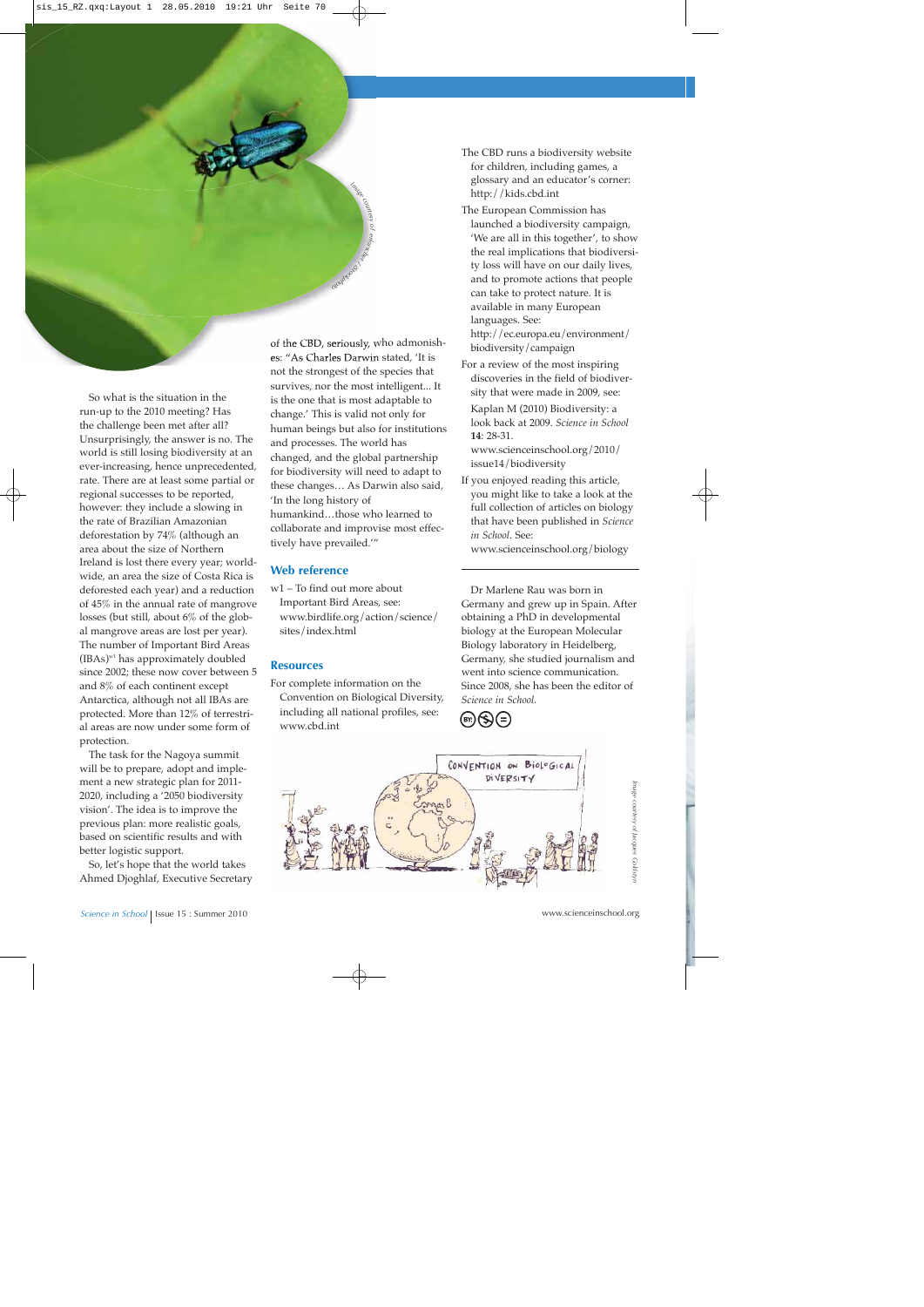So what is the situation in the run-up to the 2010 meeting? Has the challenge been met after all? Unsurprisingly, the answer is no. The world is still losing biodiversity at an ever-increasing, hence unprecedented, rate. There are at least some partial or regional successes to be reported, however: they include a slowing in the rate of Brazilian Amazonian deforestation by 74% (although an area about the size of Northern Ireland is lost there every year; worldwide, an area the size of Costa Rica is deforested each year) and a reduction of 45% in the annual rate of mangrove losses (but still, about 6% of the global mangrove areas are lost per year). The number of Important Bird Areas (IBAs)[w1] has approximately doubled since 2002; these now cover between 5 and 8% of each continent except Antarctica, although not all IBAs are protected. More than 12% of terrestrial areas are now under some form of protection.

The task for the Nagoya summit will be to prepare, adopt and implement a new strategic plan for 2011-2020, including a '2050 biodiversity vision'. The idea is to improve the previous plan: more realistic goals, based on scientific results and with better logistic support.

So, let's hope that the world takes Ahmed Djoghlaf, Executive Secretary of the CBD, seriously, who admonishes: "As Charles Darwin stated, 'It is not the strongest of the species that survives, nor the most intelligent... It is the one that is most adaptable to change.' This is valid not only for human beings but also for institutions and processes. The world has changed, and the global partnership for biodiversity will need to adapt to these changes… As Darwin also said, 'In the long history of humankind…those who learned to collaborate and improvise most effectively have prevailed.'"

## Web reference

w1 – To find out more about Important Bird Areas, see: www.birdlife.org/action/science/sites/index.html

## Resources

For complete information on the Convention on Biological Diversity, including all national profiles, see: www.cbd.int

The CBD runs a biodiversity website for children, including games, a glossary and an educator's corner: http://kids.cbd.int

The European Commission has launched a biodiversity campaign, 'We are all in this together', to show the real implications that biodiversity loss will have on our daily lives, and to promote actions that people can take to protect nature. It is available in many European languages. See: http://ec.europa.eu/environment/biodiversity/campaign

For a review of the most inspiring discoveries in the field of biodiversity that were made in 2009, see:

Kaplan M (2010) Biodiversity: a look back at 2009. *Science in School* **14**: 28-31. www.scienceinschool.org/2010/issue14/biodiversity

If you enjoyed reading this article, you might like to take a look at the full collection of articles on biology that have been published in *Science in School*. See: www.scienceinschool.org/biology

Dr Marlene Rau was born in Germany and grew up in Spain. After obtaining a PhD in developmental biology at the European Molecular Biology laboratory in Heidelberg, Germany, she studied journalism and went into science communication. Since 2008, she has been the editor of *Science in School*.

*Image courtesy of Jacques Goldstyn*